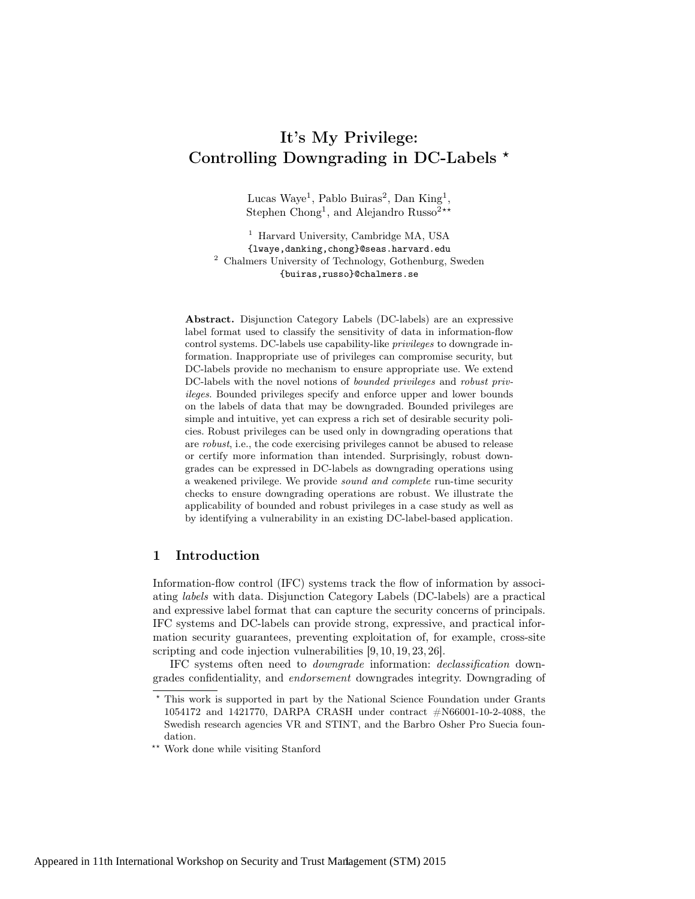# It's My Privilege: Controlling Downgrading in DC-Labels *

Lucas Waye[1], Pablo Buiras[2], Dan King[1], Stephen Chong[1], and Alejandro Russo[2]**

[1] Harvard University, Cambridge MA, USA
{lwaye,danking,chong}@seas.harvard.edu
[2] Chalmers University of Technology, Gothenburg, Sweden
{buiras,russo}@chalmers.se

**Abstract.** Disjunction Category Labels (DC-labels) are an expressive label format used to classify the sensitivity of data in information-flow control systems. DC-labels use capability-like *privileges* to downgrade information. Inappropriate use of privileges can compromise security, but DC-labels provide no mechanism to ensure appropriate use. We extend DC-labels with the novel notions of *bounded privileges* and *robust privileges*. Bounded privileges specify and enforce upper and lower bounds on the labels of data that may be downgraded. Bounded privileges are simple and intuitive, yet can express a rich set of desirable security policies. Robust privileges can be used only in downgrading operations that are *robust*, i.e., the code exercising privileges cannot be abused to release or certify more information than intended. Surprisingly, robust downgrades can be expressed in DC-labels as downgrading operations using a weakened privilege. We provide *sound and complete* run-time security checks to ensure downgrading operations are robust. We illustrate the applicability of bounded and robust privileges in a case study as well as by identifying a vulnerability in an existing DC-label-based application.

## 1 Introduction

Information-flow control (IFC) systems track the flow of information by associating *labels* with data. Disjunction Category Labels (DC-labels) are a practical and expressive label format that can capture the security concerns of principals. IFC systems and DC-labels can provide strong, expressive, and practical information security guarantees, preventing exploitation of, for example, cross-site scripting and code injection vulnerabilities [9, 10, 19, 23, 26].

IFC systems often need to *downgrade* information: *declassification* downgrades confidentiality, and *endorsement* downgrades integrity. Downgrading of

* This work is supported in part by the National Science Foundation under Grants 1054172 and 1421770, DARPA CRASH under contract #N66001-10-2-4088, the Swedish research agencies VR and STINT, and the Barbro Osher Pro Suecia foundation.

** Work done while visiting Stanford

Appeared in 11th International Workshop on Security and Trust Management (STM) 2015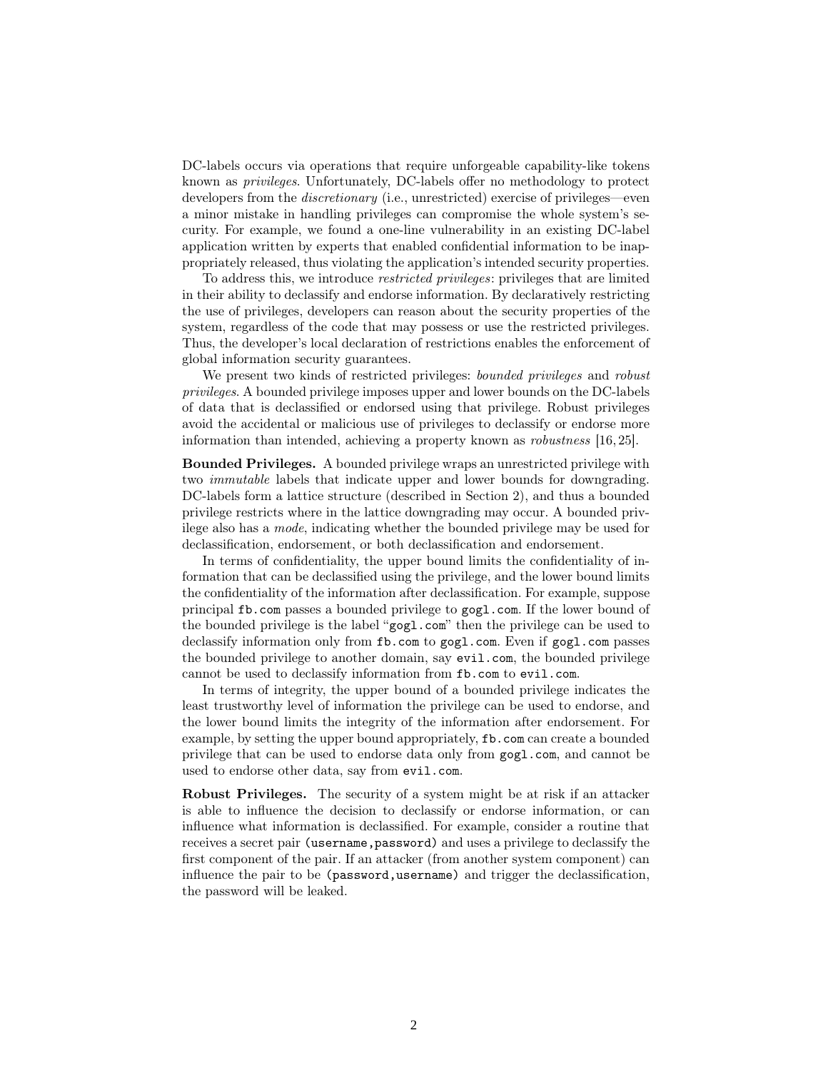DC-labels occurs via operations that require unforgeable capability-like tokens known as *privileges*. Unfortunately, DC-labels offer no methodology to protect developers from the *discretionary* (i.e., unrestricted) exercise of privileges—even a minor mistake in handling privileges can compromise the whole system's security. For example, we found a one-line vulnerability in an existing DC-label application written by experts that enabled confidential information to be inappropriately released, thus violating the application's intended security properties.

To address this, we introduce *restricted privileges*: privileges that are limited in their ability to declassify and endorse information. By declaratively restricting the use of privileges, developers can reason about the security properties of the system, regardless of the code that may possess or use the restricted privileges. Thus, the developer's local declaration of restrictions enables the enforcement of global information security guarantees.

We present two kinds of restricted privileges: *bounded privileges* and *robust privileges*. A bounded privilege imposes upper and lower bounds on the DC-labels of data that is declassified or endorsed using that privilege. Robust privileges avoid the accidental or malicious use of privileges to declassify or endorse more information than intended, achieving a property known as *robustness* [16, 25].

**Bounded Privileges.** A bounded privilege wraps an unrestricted privilege with two *immutable* labels that indicate upper and lower bounds for downgrading. DC-labels form a lattice structure (described in Section 2), and thus a bounded privilege restricts where in the lattice downgrading may occur. A bounded privilege also has a *mode*, indicating whether the bounded privilege may be used for declassification, endorsement, or both declassification and endorsement.

In terms of confidentiality, the upper bound limits the confidentiality of information that can be declassified using the privilege, and the lower bound limits the confidentiality of the information after declassification. For example, suppose principal `fb.com` passes a bounded privilege to `gogl.com`. If the lower bound of the bounded privilege is the label "`gogl.com`" then the privilege can be used to declassify information only from `fb.com` to `gogl.com`. Even if `gogl.com` passes the bounded privilege to another domain, say `evil.com`, the bounded privilege cannot be used to declassify information from `fb.com` to `evil.com`.

In terms of integrity, the upper bound of a bounded privilege indicates the least trustworthy level of information the privilege can be used to endorse, and the lower bound limits the integrity of the information after endorsement. For example, by setting the upper bound appropriately, `fb.com` can create a bounded privilege that can be used to endorse data only from `gogl.com`, and cannot be used to endorse other data, say from `evil.com`.

**Robust Privileges.** The security of a system might be at risk if an attacker is able to influence the decision to declassify or endorse information, or can influence what information is declassified. For example, consider a routine that receives a secret pair `(username,password)` and uses a privilege to declassify the first component of the pair. If an attacker (from another system component) can influence the pair to be `(password,username)` and trigger the declassification, the password will be leaked.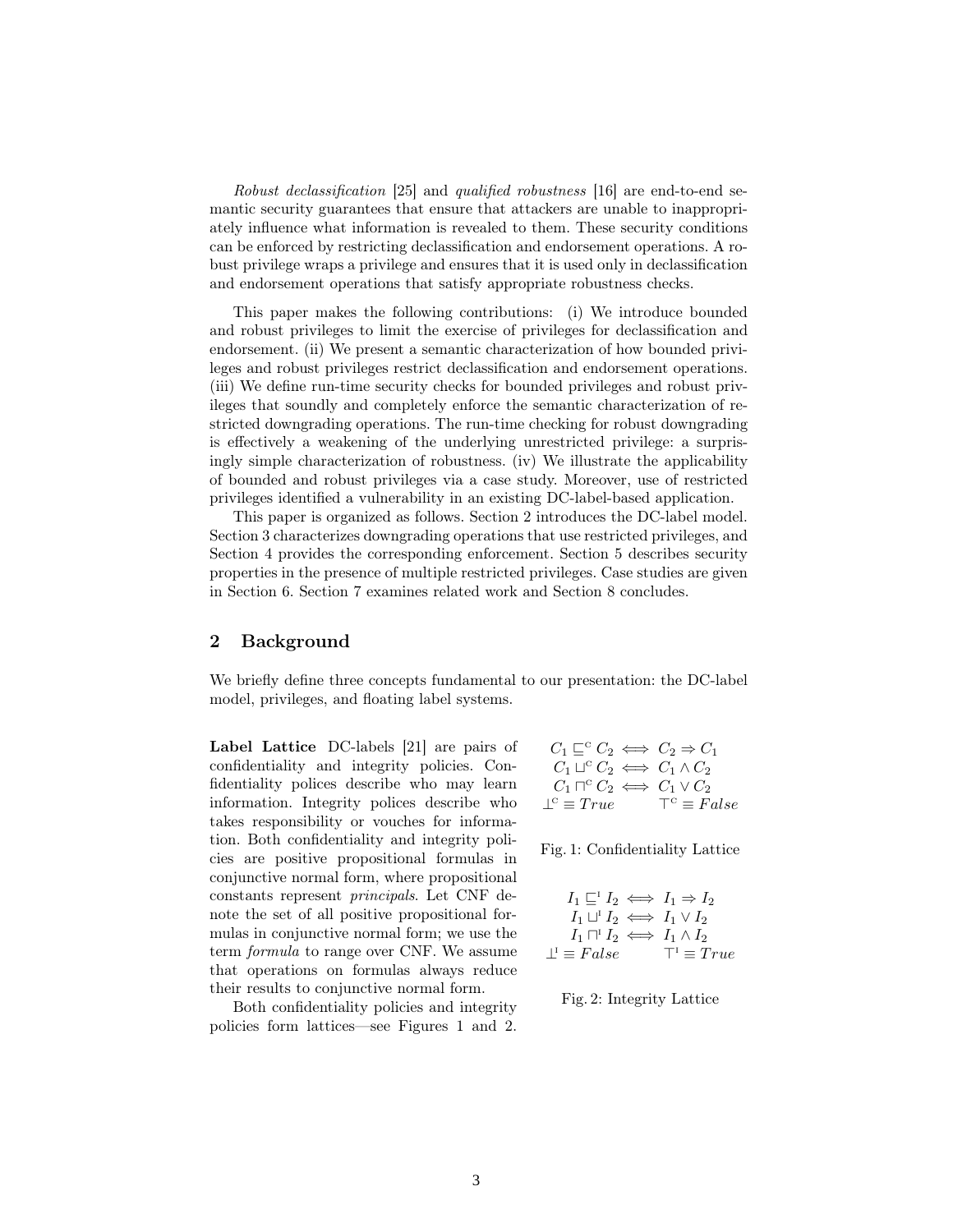*Robust declassification* [25] and *qualified robustness* [16] are end-to-end semantic security guarantees that ensure that attackers are unable to inappropriately influence what information is revealed to them. These security conditions can be enforced by restricting declassification and endorsement operations. A robust privilege wraps a privilege and ensures that it is used only in declassification and endorsement operations that satisfy appropriate robustness checks.

This paper makes the following contributions: (i) We introduce bounded and robust privileges to limit the exercise of privileges for declassification and endorsement. (ii) We present a semantic characterization of how bounded privileges and robust privileges restrict declassification and endorsement operations. (iii) We define run-time security checks for bounded privileges and robust privileges that soundly and completely enforce the semantic characterization of restricted downgrading operations. The run-time checking for robust downgrading is effectively a weakening of the underlying unrestricted privilege: a surprisingly simple characterization of robustness. (iv) We illustrate the applicability of bounded and robust privileges via a case study. Moreover, use of restricted privileges identified a vulnerability in an existing DC-label-based application.

This paper is organized as follows. Section 2 introduces the DC-label model. Section 3 characterizes downgrading operations that use restricted privileges, and Section 4 provides the corresponding enforcement. Section 5 describes security properties in the presence of multiple restricted privileges. Case studies are given in Section 6. Section 7 examines related work and Section 8 concludes.

## 2 Background

We briefly define three concepts fundamental to our presentation: the DC-label model, privileges, and floating label systems.

**Label Lattice** DC-labels [21] are pairs of confidentiality and integrity policies. Confidentiality polices describe who may learn information. Integrity polices describe who takes responsibility or vouches for information. Both confidentiality and integrity policies are positive propositional formulas in conjunctive normal form, where propositional constants represent *principals*. Let CNF denote the set of all positive propositional formulas in conjunctive normal form; we use the term *formula* to range over CNF. We assume that operations on formulas always reduce their results to conjunctive normal form.

Both confidentiality policies and integrity policies form lattices—see Figures 1 and 2.

$$
\begin{aligned}
C_1 \sqsubseteq^{\text{C}} C_2 &\iff C_2 \Rightarrow C_1 \\
C_1 \sqcup^{\text{C}} C_2 &\iff C_1 \wedge C_2 \\
C_1 \sqcap^{\text{C}} C_2 &\iff C_1 \vee C_2 \\
\bot^{\text{C}} \equiv \mathit{True} & \qquad \top^{\text{C}} \equiv \mathit{False}
\end{aligned}
$$

Fig. 1: Confidentiality Lattice

$$
\begin{aligned}
I_1 \sqsubseteq^{\text{I}} I_2 &\iff I_1 \Rightarrow I_2 \\
I_1 \sqcup^{\text{I}} I_2 &\iff I_1 \vee I_2 \\
I_1 \sqcap^{\text{I}} I_2 &\iff I_1 \wedge I_2 \\
\bot^{\text{I}} \equiv \mathit{False} & \qquad \top^{\text{I}} \equiv \mathit{True}
\end{aligned}
$$

Fig. 2: Integrity Lattice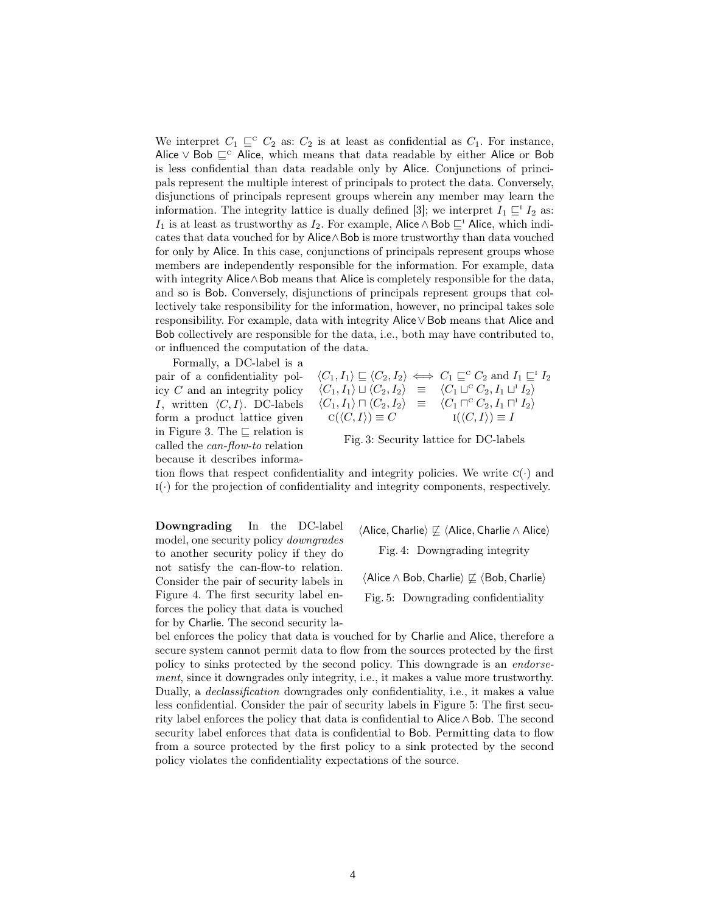We interpret $C_1 \sqsubseteq^{\text{C}} C_2$ as: $C_2$ is at least as confidential as $C_1$. For instance, $\mathsf{Alice} \lor \mathsf{Bob} \sqsubseteq^{\text{C}} \mathsf{Alice}$, which means that data readable by either Alice or Bob is less confidential than data readable only by Alice. Conjunctions of principals represent the multiple interest of principals to protect the data. Conversely, disjunctions of principals represent groups wherein any member may learn the information. The integrity lattice is dually defined [3]; we interpret $I_1 \sqsubseteq^{\text{I}} I_2$ as: $I_1$ is at least as trustworthy as $I_2$. For example, $\mathsf{Alice} \land \mathsf{Bob} \sqsubseteq^{\text{I}} \mathsf{Alice}$, which indicates that data vouched for by $\mathsf{Alice} \land \mathsf{Bob}$ is more trustworthy than data vouched for only by Alice. In this case, conjunctions of principals represent groups whose members are independently responsible for the information. For example, data with integrity $\mathsf{Alice} \land \mathsf{Bob}$ means that Alice is completely responsible for the data, and so is Bob. Conversely, disjunctions of principals represent groups that collectively take responsibility for the information, however, no principal takes sole responsibility. For example, data with integrity $\mathsf{Alice} \lor \mathsf{Bob}$ means that Alice and Bob collectively are responsible for the data, i.e., both may have contributed to, or influenced the computation of the data.

Formally, a DC-label is a pair of a confidentiality policy $C$ and an integrity policy $I$, written $\langle C, I \rangle$. DC-labels form a product lattice given in Figure 3. The $\sqsubseteq$ relation is called the *can-flow-to* relation because it describes information flows that respect confidentiality and integrity policies. We write $\text{C}(\cdot)$ and $\text{I}(\cdot)$ for the projection of confidentiality and integrity components, respectively.

$$
\begin{array}{rcl}
\langle C_1, I_1 \rangle \sqsubseteq \langle C_2, I_2 \rangle & \iff & C_1 \sqsubseteq^{\text{C}} C_2 \text{ and } I_1 \sqsubseteq^{\text{I}} I_2 \\
\langle C_1, I_1 \rangle \sqcup \langle C_2, I_2 \rangle & \equiv & \langle C_1 \sqcup^{\text{C}} C_2, I_1 \sqcup^{\text{I}} I_2 \rangle \\
\langle C_1, I_1 \rangle \sqcap \langle C_2, I_2 \rangle & \equiv & \langle C_1 \sqcap^{\text{C}} C_2, I_1 \sqcap^{\text{I}} I_2 \rangle \\
\text{C}(\langle C, I \rangle) \equiv C & & \text{I}(\langle C, I \rangle) \equiv I
\end{array}
$$

Fig. 3: Security lattice for DC-labels

**Downgrading** In the DC-label model, one security policy *downgrades* to another security policy if they do not satisfy the can-flow-to relation. Consider the pair of security labels in Figure 4. The first security label enforces the policy that data is vouched for by Charlie. The second security label enforces the policy that data is vouched for by Charlie and Alice, therefore a secure system cannot permit data to flow from the sources protected by the first policy to sinks protected by the second policy. This downgrade is an *endorsement*, since it downgrades only integrity, i.e., it makes a value more trustworthy. Dually, a *declassification* downgrades only confidentiality, i.e., it makes a value less confidential. Consider the pair of security labels in Figure 5: The first security label enforces the policy that data is confidential to $\mathsf{Alice} \land \mathsf{Bob}$. The second security label enforces that data is confidential to Bob. Permitting data to flow from a source protected by the first policy to a sink protected by the second policy violates the confidentiality expectations of the source.

$$\langle \mathsf{Alice}, \mathsf{Charlie} \rangle \not\sqsubseteq \langle \mathsf{Alice}, \mathsf{Charlie} \land \mathsf{Alice} \rangle$$

Fig. 4: Downgrading integrity

$$\langle \mathsf{Alice} \land \mathsf{Bob}, \mathsf{Charlie} \rangle \not\sqsubseteq \langle \mathsf{Bob}, \mathsf{Charlie} \rangle$$

Fig. 5: Downgrading confidentiality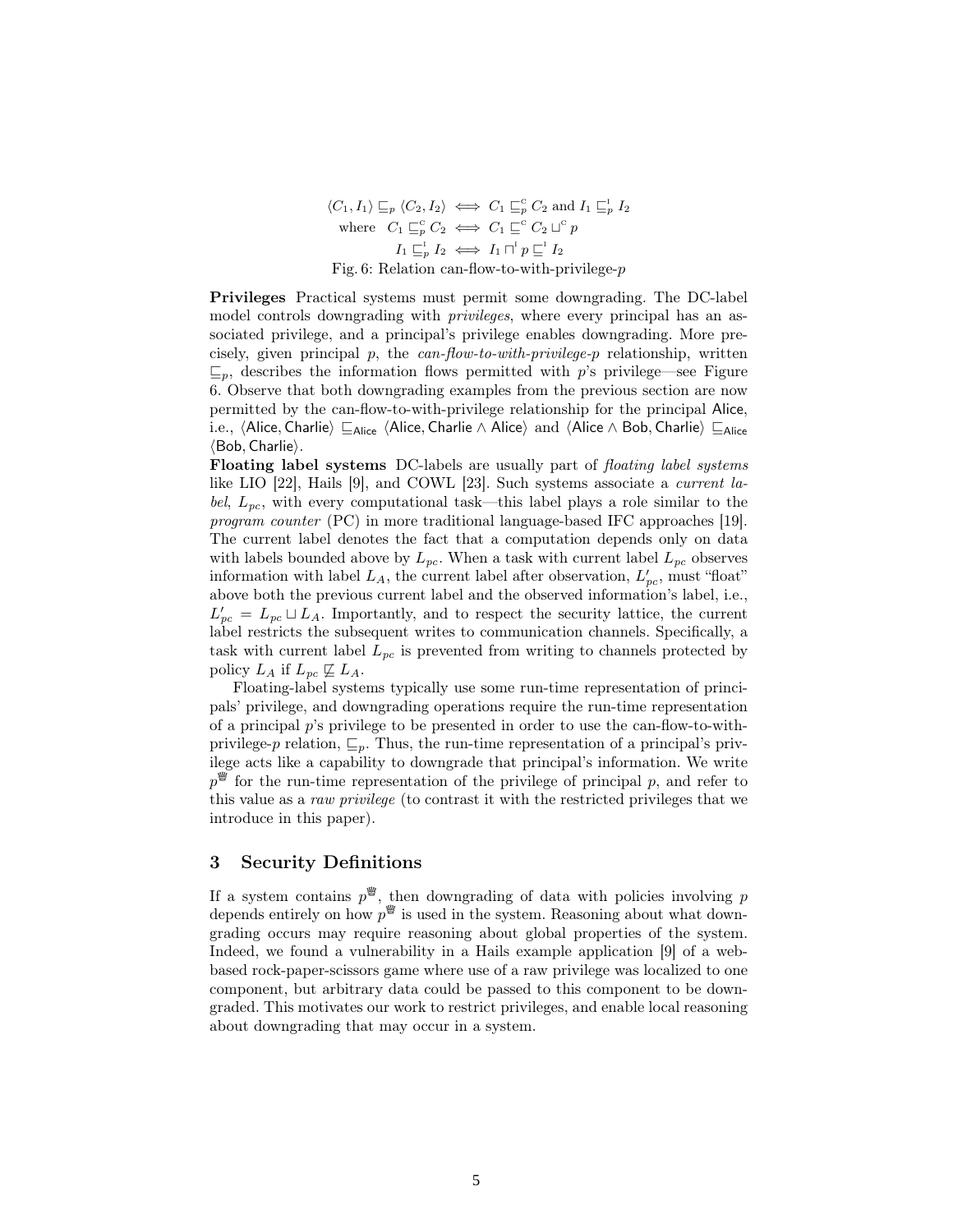$$\langle C_1, I_1 \rangle \sqsubseteq_p \langle C_2, I_2 \rangle \iff C_1 \sqsubseteq_p^{\mathsf{C}} C_2 \text{ and } I_1 \sqsubseteq_p^{\mathsf{I}} I_2$$
$$\text{where } \; C_1 \sqsubseteq_p^{\mathsf{C}} C_2 \iff C_1 \sqsubseteq^{\mathsf{C}} C_2 \sqcup^{\mathsf{C}} p$$
$$I_1 \sqsubseteq_p^{\mathsf{I}} I_2 \iff I_1 \sqcap^{\mathsf{I}} p \sqsubseteq^{\mathsf{I}} I_2$$

Fig. 6: Relation can-flow-to-with-privilege-$p$

**Privileges** Practical systems must permit some downgrading. The DC-label model controls downgrading with *privileges*, where every principal has an associated privilege, and a principal's privilege enables downgrading. More precisely, given principal $p$, the *can-flow-to-with-privilege-p* relationship, written $\sqsubseteq_p$, describes the information flows permitted with $p$'s privilege—see Figure 6. Observe that both downgrading examples from the previous section are now permitted by the can-flow-to-with-privilege relationship for the principal Alice, i.e., $\langle \mathsf{Alice}, \mathsf{Charlie} \rangle \sqsubseteq_{\mathsf{Alice}} \langle \mathsf{Alice}, \mathsf{Charlie} \wedge \mathsf{Alice} \rangle$ and $\langle \mathsf{Alice} \wedge \mathsf{Bob}, \mathsf{Charlie} \rangle \sqsubseteq_{\mathsf{Alice}} \langle \mathsf{Bob}, \mathsf{Charlie} \rangle$.

**Floating label systems** DC-labels are usually part of *floating label systems* like LIO [22], Hails [9], and COWL [23]. Such systems associate a *current label*, $L_{pc}$, with every computational task—this label plays a role similar to the *program counter* (PC) in more traditional language-based IFC approaches [19]. The current label denotes the fact that a computation depends only on data with labels bounded above by $L_{pc}$. When a task with current label $L_{pc}$ observes information with label $L_A$, the current label after observation, $L'_{pc}$, must "float" above both the previous current label and the observed information's label, i.e., $L'_{pc} = L_{pc} \sqcup L_A$. Importantly, and to respect the security lattice, the current label restricts the subsequent writes to communication channels. Specifically, a task with current label $L_{pc}$ is prevented from writing to channels protected by policy $L_A$ if $L_{pc} \not\sqsubseteq L_A$.

Floating-label systems typically use some run-time representation of principals' privilege, and downgrading operations require the run-time representation of a principal $p$'s privilege to be presented in order to use the can-flow-to-with-privilege-$p$ relation, $\sqsubseteq_p$. Thus, the run-time representation of a principal's privilege acts like a capability to downgrade that principal's information. We write $p^{♛}$ for the run-time representation of the privilege of principal $p$, and refer to this value as a *raw privilege* (to contrast it with the restricted privileges that we introduce in this paper).

## 3 Security Definitions

If a system contains $p^{♛}$, then downgrading of data with policies involving $p$ depends entirely on how $p^{♛}$ is used in the system. Reasoning about what downgrading occurs may require reasoning about global properties of the system. Indeed, we found a vulnerability in a Hails example application [9] of a web-based rock-paper-scissors game where use of a raw privilege was localized to one component, but arbitrary data could be passed to this component to be downgraded. This motivates our work to restrict privileges, and enable local reasoning about downgrading that may occur in a system.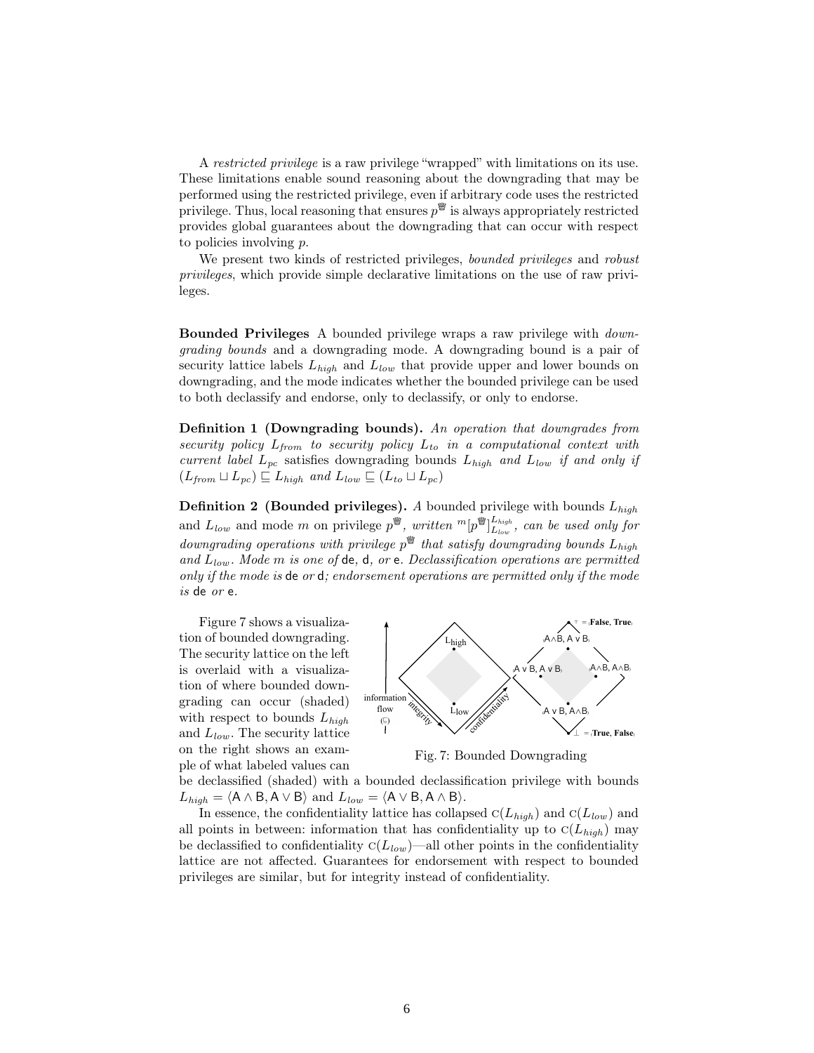A *restricted privilege* is a raw privilege "wrapped" with limitations on its use. These limitations enable sound reasoning about the downgrading that may be performed using the restricted privilege, even if arbitrary code uses the restricted privilege. Thus, local reasoning that ensures $p^{♛}$ is always appropriately restricted provides global guarantees about the downgrading that can occur with respect to policies involving $p$.

We present two kinds of restricted privileges, *bounded privileges* and *robust privileges*, which provide simple declarative limitations on the use of raw privileges.

**Bounded Privileges** A bounded privilege wraps a raw privilege with *downgrading bounds* and a downgrading mode. A downgrading bound is a pair of security lattice labels $L_{high}$ and $L_{low}$ that provide upper and lower bounds on downgrading, and the mode indicates whether the bounded privilege can be used to both declassify and endorse, only to declassify, or only to endorse.

**Definition 1 (Downgrading bounds).** *An operation that downgrades from security policy $L_{from}$ to security policy $L_{to}$ in a computational context with current label $L_{pc}$* satisfies downgrading bounds *$L_{high}$ and $L_{low}$ if and only if $(L_{from} \sqcup L_{pc}) \sqsubseteq L_{high}$ and $L_{low} \sqsubseteq (L_{to} \sqcup L_{pc})$*

**Definition 2 (Bounded privileges).** *A* bounded privilege *with bounds $L_{high}$ and $L_{low}$ and mode $m$ on privilege $p^{♛}$, written ${}^{m}[p^{♛}]^{L_{high}}_{L_{low}}$, can be used only for downgrading operations with privilege $p^{♛}$ that satisfy downgrading bounds $L_{high}$ and $L_{low}$. Mode $m$ is one of* de*,* d*, or* e*. Declassification operations are permitted only if the mode is* de *or* d*; endorsement operations are permitted only if the mode is* de *or* e*.*

Figure 7 shows a visualization of bounded downgrading. The security lattice on the left is overlaid with a visualization of where bounded downgrading can occur (shaded) with respect to bounds $L_{high}$ and $L_{low}$. The security lattice on the right shows an example of what labeled values can be declassified (shaded) with a bounded declassification privilege with bounds $L_{high} = \langle \mathsf{A} \wedge \mathsf{B}, \mathsf{A} \vee \mathsf{B} \rangle$ and $L_{low} = \langle \mathsf{A} \vee \mathsf{B}, \mathsf{A} \wedge \mathsf{B} \rangle$.

Fig. 7: Bounded Downgrading

In essence, the confidentiality lattice has collapsed $\mathrm{C}(L_{high})$ and $\mathrm{C}(L_{low})$ and all points in between: information that has confidentiality up to $\mathrm{C}(L_{high})$ may be declassified to confidentiality $\mathrm{C}(L_{low})$—all other points in the confidentiality lattice are not affected. Guarantees for endorsement with respect to bounded privileges are similar, but for integrity instead of confidentiality.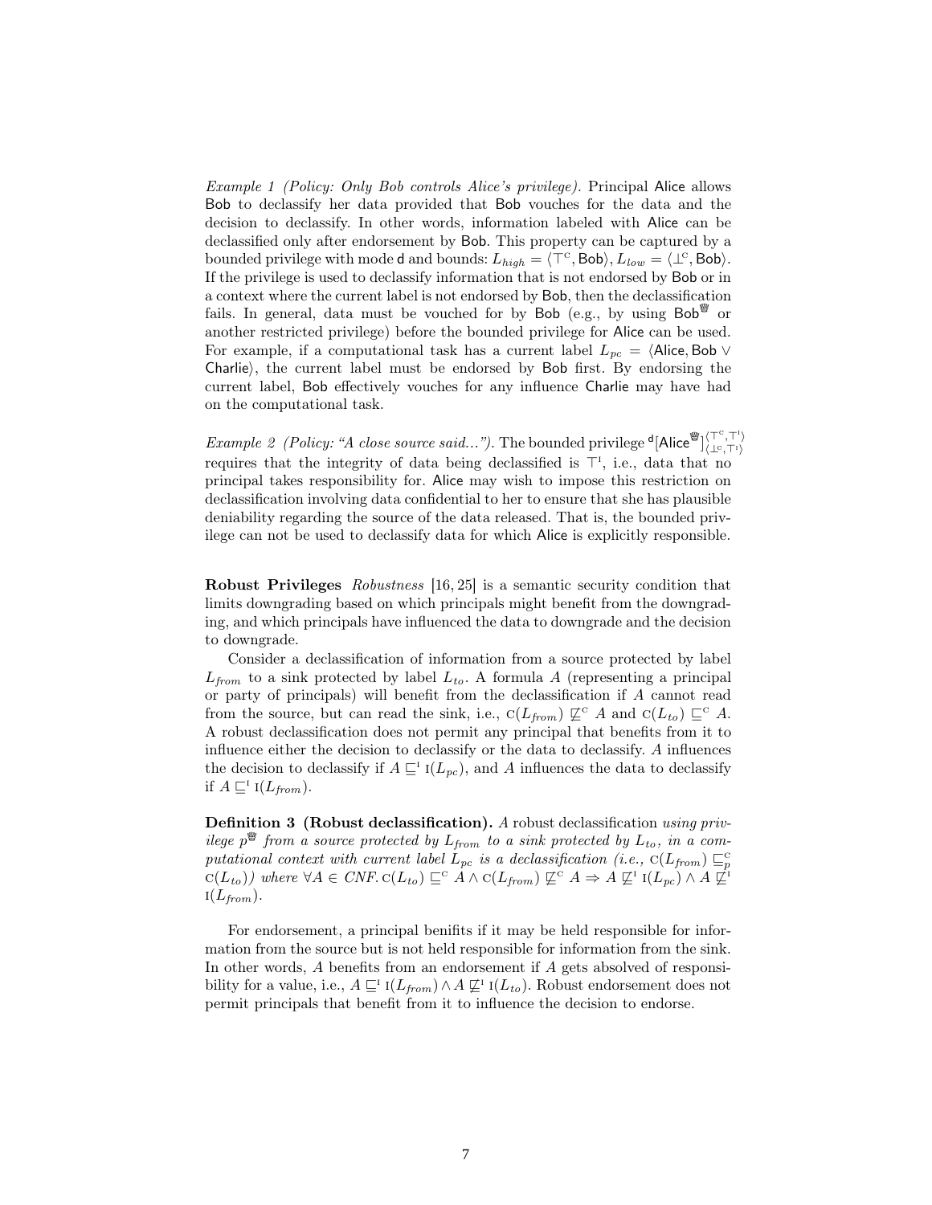*Example 1 (Policy: Only Bob controls Alice's privilege).* Principal Alice allows Bob to declassify her data provided that Bob vouches for the data and the decision to declassify. In other words, information labeled with Alice can be declassified only after endorsement by Bob. This property can be captured by a bounded privilege with mode d and bounds: $L_{high} = \langle \top^{c}, \mathsf{Bob} \rangle$, $L_{low} = \langle \bot^{c}, \mathsf{Bob} \rangle$. If the privilege is used to declassify information that is not endorsed by Bob or in a context where the current label is not endorsed by Bob, then the declassification fails. In general, data must be vouched for by Bob (e.g., by using $\mathsf{Bob}^{\text{♛}}$ or another restricted privilege) before the bounded privilege for Alice can be used. For example, if a computational task has a current label $L_{pc} = \langle \mathsf{Alice}, \mathsf{Bob} \vee \mathsf{Charlie} \rangle$, the current label must be endorsed by Bob first. By endorsing the current label, Bob effectively vouches for any influence Charlie may have had on the computational task.

*Example 2 (Policy: "A close source said...").* The bounded privilege ${}^{\mathsf{d}}[\mathsf{Alice}^{\text{♛}}]^{\langle \top^{c}, \top^{I} \rangle}_{\langle \bot^{c}, \top^{I} \rangle}$ requires that the integrity of data being declassified is $\top^{I}$, i.e., data that no principal takes responsibility for. Alice may wish to impose this restriction on declassification involving data confidential to her to ensure that she has plausible deniability regarding the source of the data released. That is, the bounded privilege can not be used to declassify data for which Alice is explicitly responsible.

**Robust Privileges** *Robustness* [16, 25] is a semantic security condition that limits downgrading based on which principals might benefit from the downgrading, and which principals have influenced the data to downgrade and the decision to downgrade.

Consider a declassification of information from a source protected by label $L_{from}$ to a sink protected by label $L_{to}$. A formula $A$ (representing a principal or party of principals) will benefit from the declassification if $A$ cannot read from the source, but can read the sink, i.e., $\mathrm{C}(L_{from}) \not\sqsubseteq^{c} A$ and $\mathrm{C}(L_{to}) \sqsubseteq^{c} A$. A robust declassification does not permit any principal that benefits from it to influence either the decision to declassify or the data to declassify. $A$ influences the decision to declassify if $A \sqsubseteq^{I} \mathrm{I}(L_{pc})$, and $A$ influences the data to declassify if $A \sqsubseteq^{I} \mathrm{I}(L_{from})$.

**Definition 3 (Robust declassification).** *A* robust declassification *using privilege $p^{\text{♛}}$ from a source protected by $L_{from}$ to a sink protected by $L_{to}$, in a computational context with current label $L_{pc}$ is a declassification (i.e., $\mathrm{C}(L_{from}) \sqsubseteq^{c}_{p} \mathrm{C}(L_{to})$) where $\forall A \in CNF.\, \mathrm{C}(L_{to}) \sqsubseteq^{c} A \wedge \mathrm{C}(L_{from}) \not\sqsubseteq^{c} A \Rightarrow A \not\sqsubseteq^{I} \mathrm{I}(L_{pc}) \wedge A \not\sqsubseteq^{I} \mathrm{I}(L_{from})$.*

For endorsement, a principal benifits if it may be held responsible for information from the source but is not held responsible for information from the sink. In other words, $A$ benefits from an endorsement if $A$ gets absolved of responsibility for a value, i.e., $A \sqsubseteq^{I} \mathrm{I}(L_{from}) \wedge A \not\sqsubseteq^{I} \mathrm{I}(L_{to})$. Robust endorsement does not permit principals that benefit from it to influence the decision to endorse.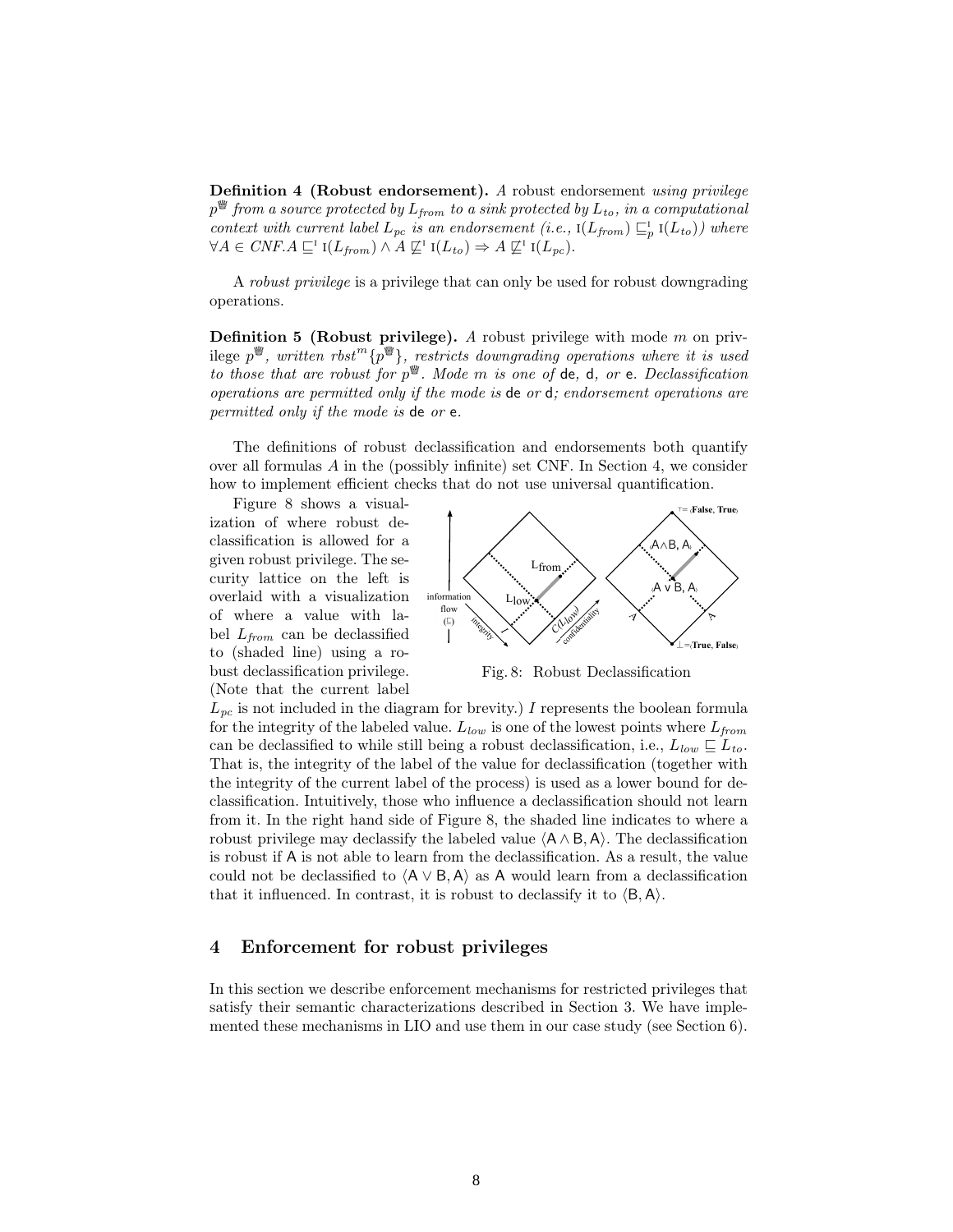**Definition 4 (Robust endorsement).** *A* robust endorsement *using privilege $p^{\text{♛}}$ from a source protected by $L_{from}$ to a sink protected by $L_{to}$, in a computational context with current label $L_{pc}$ is an endorsement (i.e., $\text{I}(L_{from}) \sqsubseteq_p^{\text{I}} \text{I}(L_{to})$) where $\forall A \in CNF. A \sqsubseteq^{\text{I}} \text{I}(L_{from}) \wedge A \not\sqsubseteq^{\text{I}} \text{I}(L_{to}) \Rightarrow A \not\sqsubseteq^{\text{I}} \text{I}(L_{pc})$.*

A *robust privilege* is a privilege that can only be used for robust downgrading operations.

**Definition 5 (Robust privilege).** *A robust privilege with mode $m$ on privilege $p^{\text{♛}}$, written $rbst^m\{p^{\text{♛}}\}$, restricts downgrading operations where it is used to those that are robust for $p^{\text{♛}}$. Mode $m$ is one of* de*,* d*, or* e*. Declassification operations are permitted only if the mode is* de *or* d*; endorsement operations are permitted only if the mode is* de *or* e*.*

The definitions of robust declassification and endorsements both quantify over all formulas $A$ in the (possibly infinite) set CNF. In Section 4, we consider how to implement efficient checks that do not use universal quantification.

Figure 8 shows a visualization of where robust declassification is allowed for a given robust privilege. The security lattice on the left is overlaid with a visualization of where a value with label $L_{from}$ can be declassified to (shaded line) using a robust declassification privilege. (Note that the current label $L_{pc}$ is not included in the diagram for brevity.) $I$ represents the boolean formula for the integrity of the labeled value. $L_{low}$ is one of the lowest points where $L_{from}$ can be declassified to while still being a robust declassification, i.e., $L_{low} \sqsubseteq L_{to}$. That is, the integrity of the label of the value for declassification (together with the integrity of the current label of the process) is used as a lower bound for declassification. Intuitively, those who influence a declassification should not learn from it. In the right hand side of Figure 8, the shaded line indicates to where a robust privilege may declassify the labeled value $\langle \mathsf{A} \wedge \mathsf{B}, \mathsf{A} \rangle$. The declassification is robust if $\mathsf{A}$ is not able to learn from the declassification. As a result, the value could not be declassified to $\langle \mathsf{A} \vee \mathsf{B}, \mathsf{A} \rangle$ as $\mathsf{A}$ would learn from a declassification that it influenced. In contrast, it is robust to declassify it to $\langle \mathsf{B}, \mathsf{A} \rangle$.

Fig. 8: Robust Declassification

## 4 Enforcement for robust privileges

In this section we describe enforcement mechanisms for restricted privileges that satisfy their semantic characterizations described in Section 3. We have implemented these mechanisms in LIO and use them in our case study (see Section 6).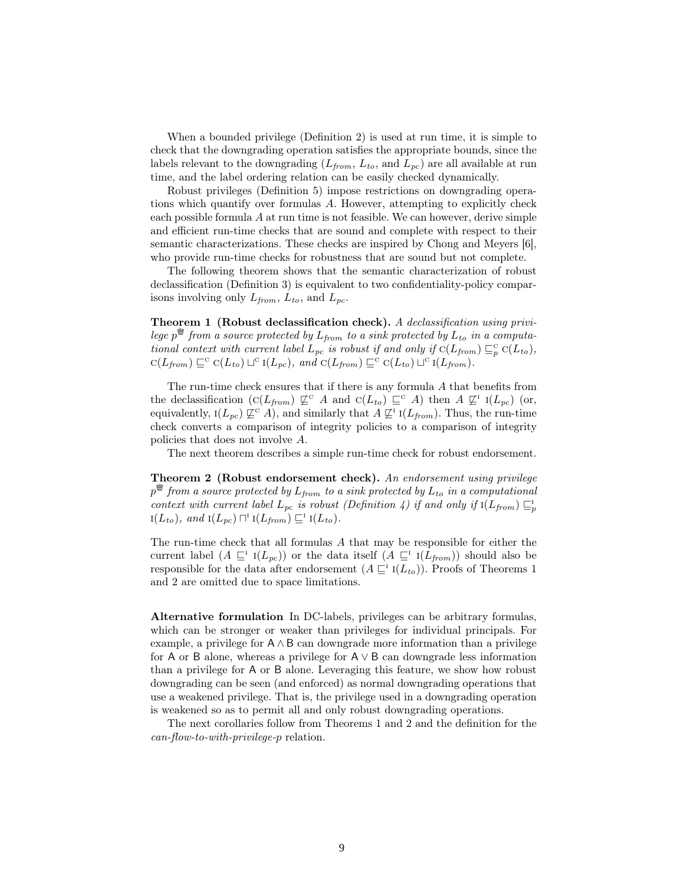When a bounded privilege (Definition 2) is used at run time, it is simple to check that the downgrading operation satisfies the appropriate bounds, since the labels relevant to the downgrading ($L_{from}$, $L_{to}$, and $L_{pc}$) are all available at run time, and the label ordering relation can be easily checked dynamically.

Robust privileges (Definition 5) impose restrictions on downgrading operations which quantify over formulas $A$. However, attempting to explicitly check each possible formula $A$ at run time is not feasible. We can however, derive simple and efficient run-time checks that are sound and complete with respect to their semantic characterizations. These checks are inspired by Chong and Meyers [6], who provide run-time checks for robustness that are sound but not complete.

The following theorem shows that the semantic characterization of robust declassification (Definition 3) is equivalent to two confidentiality-policy comparisons involving only $L_{from}$, $L_{to}$, and $L_{pc}$.

**Theorem 1 (Robust declassification check).** *A declassification using privilege $p^{♛}$ from a source protected by $L_{from}$ to a sink protected by $L_{to}$ in a computational context with current label $L_{pc}$ is robust if and only if $\mathrm{C}(L_{from}) \sqsubseteq^{\mathrm{C}}_{p} \mathrm{C}(L_{to})$, $\mathrm{C}(L_{from}) \sqsubseteq^{\mathrm{C}} \mathrm{C}(L_{to}) \sqcup^{\mathrm{C}} \mathrm{I}(L_{pc})$, and $\mathrm{C}(L_{from}) \sqsubseteq^{\mathrm{C}} \mathrm{C}(L_{to}) \sqcup^{\mathrm{C}} \mathrm{I}(L_{from})$.*

The run-time check ensures that if there is any formula $A$ that benefits from the declassification ($\mathrm{C}(L_{from}) \not\sqsubseteq^{\mathrm{C}} A$ and $\mathrm{C}(L_{to}) \sqsubseteq^{\mathrm{C}} A$) then $A \not\sqsubseteq^{\mathrm{I}} \mathrm{I}(L_{pc})$ (or, equivalently, $\mathrm{I}(L_{pc}) \not\sqsubseteq^{\mathrm{C}} A$), and similarly that $A \not\sqsubseteq^{\mathrm{I}} \mathrm{I}(L_{from})$. Thus, the run-time check converts a comparison of integrity policies to a comparison of integrity policies that does not involve $A$.

The next theorem describes a simple run-time check for robust endorsement.

**Theorem 2 (Robust endorsement check).** *An endorsement using privilege $p^{♛}$ from a source protected by $L_{from}$ to a sink protected by $L_{to}$ in a computational context with current label $L_{pc}$ is robust (Definition 4) if and only if $\mathrm{I}(L_{from}) \sqsubseteq^{\mathrm{I}}_{p} \mathrm{I}(L_{to})$, and $\mathrm{I}(L_{pc}) \sqcap^{\mathrm{I}} \mathrm{I}(L_{from}) \sqsubseteq^{\mathrm{I}} \mathrm{I}(L_{to})$.*

The run-time check that all formulas $A$ that may be responsible for either the current label ($A \sqsubseteq^{\mathrm{I}} \mathrm{I}(L_{pc})$) or the data itself ($A \sqsubseteq^{\mathrm{I}} \mathrm{I}(L_{from})$) should also be responsible for the data after endorsement ($A \sqsubseteq^{\mathrm{I}} \mathrm{I}(L_{to})$). Proofs of Theorems 1 and 2 are omitted due to space limitations.

**Alternative formulation** In DC-labels, privileges can be arbitrary formulas, which can be stronger or weaker than privileges for individual principals. For example, a privilege for $\mathsf{A} \wedge \mathsf{B}$ can downgrade more information than a privilege for $\mathsf{A}$ or $\mathsf{B}$ alone, whereas a privilege for $\mathsf{A} \vee \mathsf{B}$ can downgrade less information than a privilege for $\mathsf{A}$ or $\mathsf{B}$ alone. Leveraging this feature, we show how robust downgrading can be seen (and enforced) as normal downgrading operations that use a weakened privilege. That is, the privilege used in a downgrading operation is weakened so as to permit all and only robust downgrading operations.

The next corollaries follow from Theorems 1 and 2 and the definition for the *can-flow-to-with-privilege-p* relation.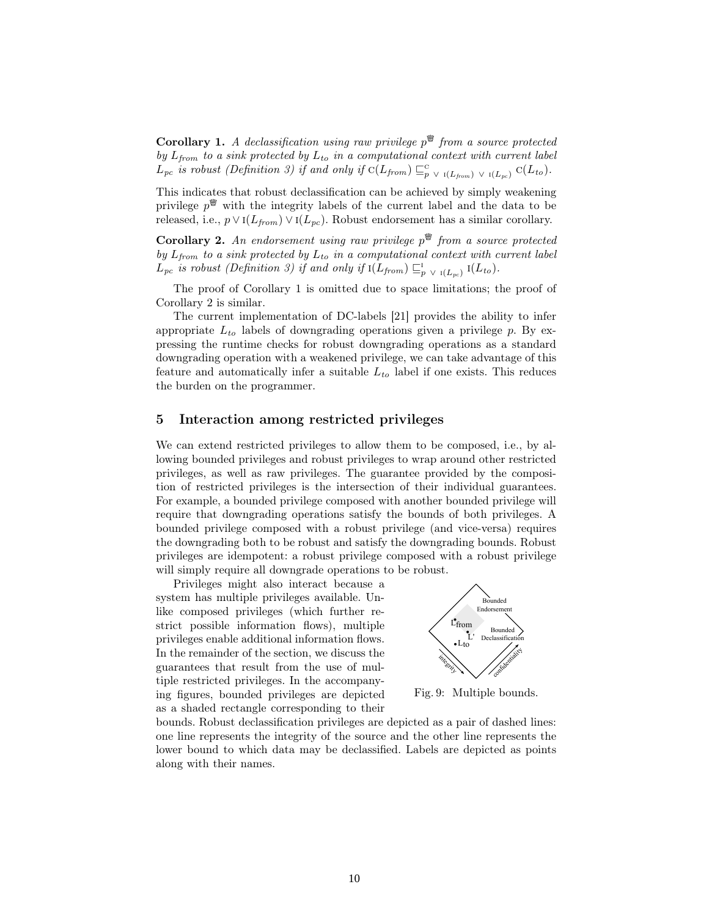**Corollary 1.** *A declassification using raw privilege $p^{\text{♛}}$ from a source protected by $L_{from}$ to a sink protected by $L_{to}$ in a computational context with current label $L_{pc}$ is robust (Definition 3) if and only if $\text{C}(L_{from}) \sqsubseteq^{\text{C}}_{p \,\vee\, \text{I}(L_{from}) \,\vee\, \text{I}(L_{pc})} \text{C}(L_{to})$.*

This indicates that robust declassification can be achieved by simply weakening privilege $p^{\text{♛}}$ with the integrity labels of the current label and the data to be released, i.e., $p \vee \text{I}(L_{from}) \vee \text{I}(L_{pc})$. Robust endorsement has a similar corollary.

**Corollary 2.** *An endorsement using raw privilege $p^{\text{♛}}$ from a source protected by $L_{from}$ to a sink protected by $L_{to}$ in a computational context with current label $L_{pc}$ is robust (Definition 3) if and only if $\text{I}(L_{from}) \sqsubseteq^{\text{I}}_{p \,\vee\, \text{I}(L_{pc})} \text{I}(L_{to})$.*

The proof of Corollary 1 is omitted due to space limitations; the proof of Corollary 2 is similar.

The current implementation of DC-labels [21] provides the ability to infer appropriate $L_{to}$ labels of downgrading operations given a privilege $p$. By expressing the runtime checks for robust downgrading operations as a standard downgrading operation with a weakened privilege, we can take advantage of this feature and automatically infer a suitable $L_{to}$ label if one exists. This reduces the burden on the programmer.

## 5 Interaction among restricted privileges

We can extend restricted privileges to allow them to be composed, i.e., by allowing bounded privileges and robust privileges to wrap around other restricted privileges, as well as raw privileges. The guarantee provided by the composition of restricted privileges is the intersection of their individual guarantees. For example, a bounded privilege composed with another bounded privilege will require that downgrading operations satisfy the bounds of both privileges. A bounded privilege composed with a robust privilege (and vice-versa) requires the downgrading both to be robust and satisfy the downgrading bounds. Robust privileges are idempotent: a robust privilege composed with a robust privilege will simply require all downgrade operations to be robust.

Privileges might also interact because a system has multiple privileges available. Unlike composed privileges (which further restrict possible information flows), multiple privileges enable additional information flows. In the remainder of the section, we discuss the guarantees that result from the use of multiple restricted privileges. In the accompanying figures, bounded privileges are depicted as a shaded rectangle corresponding to their bounds. Robust declassification privileges are depicted as a pair of dashed lines: one line represents the integrity of the source and the other line represents the lower bound to which data may be declassified. Labels are depicted as points along with their names.

Fig. 9: Multiple bounds.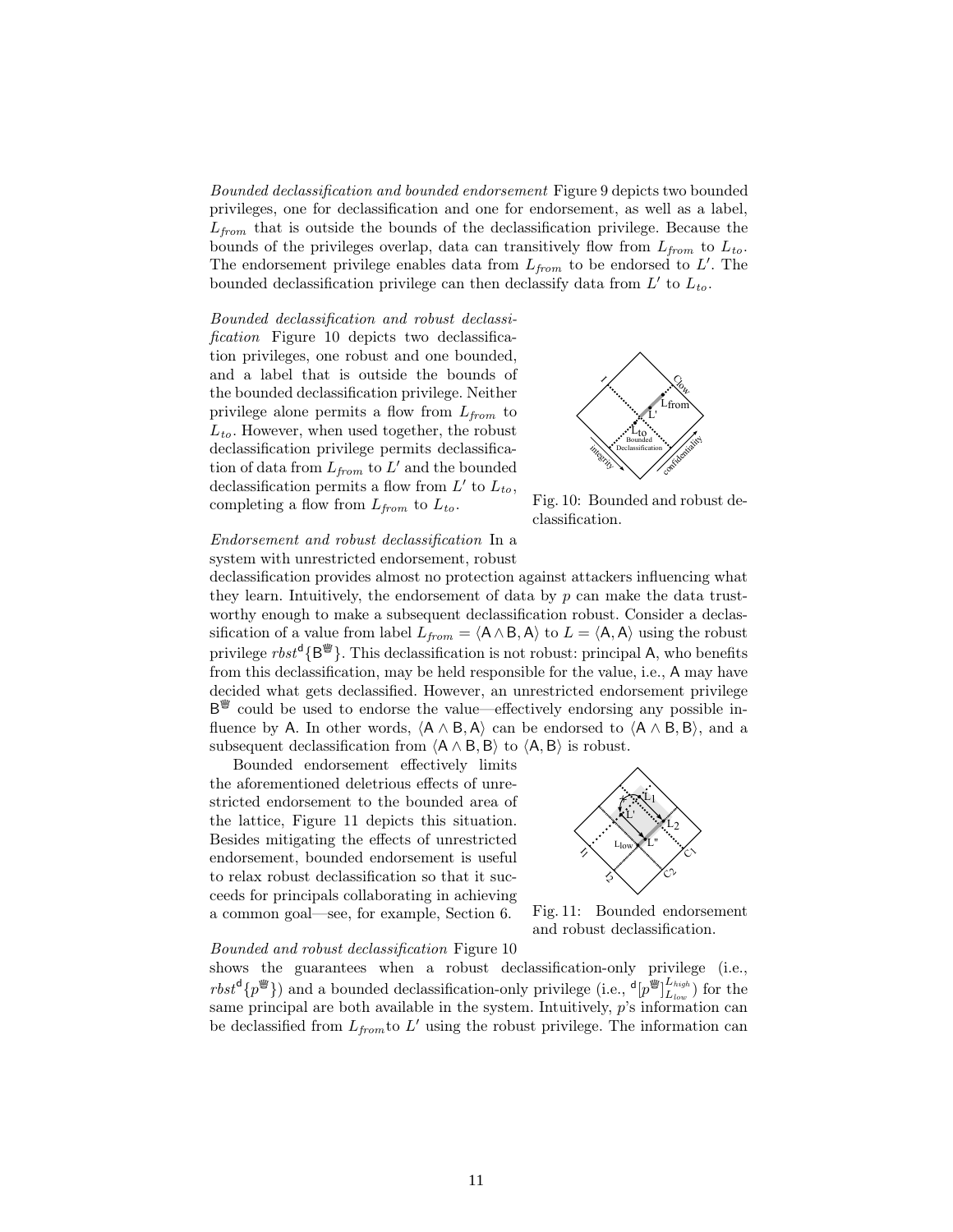*Bounded declassification and bounded endorsement* Figure 9 depicts two bounded privileges, one for declassification and one for endorsement, as well as a label, $L_{from}$ that is outside the bounds of the declassification privilege. Because the bounds of the privileges overlap, data can transitively flow from $L_{from}$ to $L_{to}$. The endorsement privilege enables data from $L_{from}$ to be endorsed to $L'$. The bounded declassification privilege can then declassify data from $L'$ to $L_{to}$.

*Bounded declassification and robust declassification* Figure 10 depicts two declassification privileges, one robust and one bounded, and a label that is outside the bounds of the bounded declassification privilege. Neither privilege alone permits a flow from $L_{from}$ to $L_{to}$. However, when used together, the robust declassification privilege permits declassification of data from $L_{from}$ to $L'$ and the bounded declassification permits a flow from $L'$ to $L_{to}$, completing a flow from $L_{from}$ to $L_{to}$.

Fig. 10: Bounded and robust declassification.

*Endorsement and robust declassification* In a system with unrestricted endorsement, robust declassification provides almost no protection against attackers influencing what they learn. Intuitively, the endorsement of data by $p$ can make the data trustworthy enough to make a subsequent declassification robust. Consider a declassification of a value from label $L_{from} = \langle \mathsf{A} \wedge \mathsf{B}, \mathsf{A} \rangle$ to $L = \langle \mathsf{A}, \mathsf{A} \rangle$ using the robust privilege $rbst^{\mathsf{d}}\{\mathsf{B}^{♛}\}$. This declassification is not robust: principal A, who benefits from this declassification, may be held responsible for the value, i.e., A may have decided what gets declassified. However, an unrestricted endorsement privilege $\mathsf{B}^{♛}$ could be used to endorse the value—effectively endorsing any possible influence by A. In other words, $\langle \mathsf{A} \wedge \mathsf{B}, \mathsf{A} \rangle$ can be endorsed to $\langle \mathsf{A} \wedge \mathsf{B}, \mathsf{B} \rangle$, and a subsequent declassification from $\langle \mathsf{A} \wedge \mathsf{B}, \mathsf{B} \rangle$ to $\langle \mathsf{A}, \mathsf{B} \rangle$ is robust.

Bounded endorsement effectively limits the aforementioned deletrious effects of unrestricted endorsement to the bounded area of the lattice, Figure 11 depicts this situation. Besides mitigating the effects of unrestricted endorsement, bounded endorsement is useful to relax robust declassification so that it succeeds for principals collaborating in achieving a common goal—see, for example, Section 6.

Fig. 11: Bounded endorsement and robust declassification.

*Bounded and robust declassification* Figure 10 shows the guarantees when a robust declassification-only privilege (i.e., $rbst^{\mathsf{d}}\{p^{♛}\}$) and a bounded declassification-only privilege (i.e., ${}^{\mathsf{d}}[p^{♛}]^{L_{high}}_{L_{low}}$) for the same principal are both available in the system. Intuitively, $p$'s information can be declassified from $L_{from}$to $L'$ using the robust privilege. The information can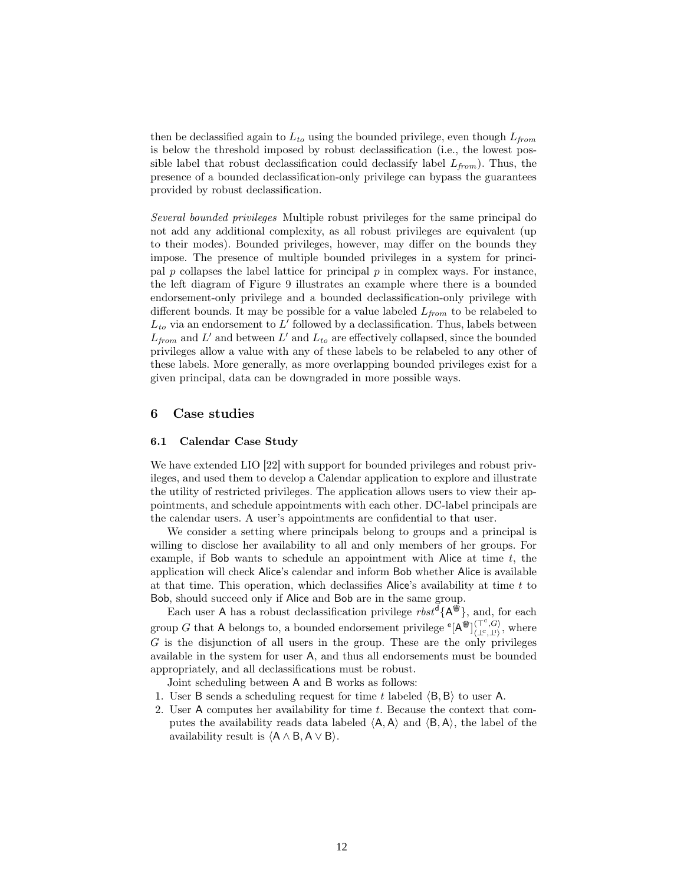then be declassified again to $L_{to}$ using the bounded privilege, even though $L_{from}$ is below the threshold imposed by robust declassification (i.e., the lowest possible label that robust declassification could declassify label $L_{from}$). Thus, the presence of a bounded declassification-only privilege can bypass the guarantees provided by robust declassification.

*Several bounded privileges* Multiple robust privileges for the same principal do not add any additional complexity, as all robust privileges are equivalent (up to their modes). Bounded privileges, however, may differ on the bounds they impose. The presence of multiple bounded privileges in a system for principal $p$ collapses the label lattice for principal $p$ in complex ways. For instance, the left diagram of Figure 9 illustrates an example where there is a bounded endorsement-only privilege and a bounded declassification-only privilege with different bounds. It may be possible for a value labeled $L_{from}$ to be relabeled to $L_{to}$ via an endorsement to $L'$ followed by a declassification. Thus, labels between $L_{from}$ and $L'$ and between $L'$ and $L_{to}$ are effectively collapsed, since the bounded privileges allow a value with any of these labels to be relabeled to any other of these labels. More generally, as more overlapping bounded privileges exist for a given principal, data can be downgraded in more possible ways.

## 6 Case studies

### 6.1 Calendar Case Study

We have extended LIO [22] with support for bounded privileges and robust privileges, and used them to develop a Calendar application to explore and illustrate the utility of restricted privileges. The application allows users to view their appointments, and schedule appointments with each other. DC-label principals are the calendar users. A user's appointments are confidential to that user.

We consider a setting where principals belong to groups and a principal is willing to disclose her availability to all and only members of her groups. For example, if Bob wants to schedule an appointment with Alice at time $t$, the application will check Alice's calendar and inform Bob whether Alice is available at that time. This operation, which declassifies Alice's availability at time $t$ to Bob, should succeed only if Alice and Bob are in the same group.

Each user A has a robust declassification privilege $rbst^{\mathsf{d}}\{\mathsf{A}^{\text{♛}}\}$, and, for each group $G$ that A belongs to, a bounded endorsement privilege ${}^{\mathsf{e}}[\mathsf{A}^{\text{♛}}]^{\langle \top^c, G\rangle}_{\langle \bot^c, \bot^i\rangle}$, where $G$ is the disjunction of all users in the group. These are the only privileges available in the system for user A, and thus all endorsements must be bounded appropriately, and all declassifications must be robust.

Joint scheduling between A and B works as follows:

1. User B sends a scheduling request for time $t$ labeled $\langle \mathsf{B}, \mathsf{B}\rangle$ to user A.
2. User A computes her availability for time $t$. Because the context that computes the availability reads data labeled $\langle \mathsf{A}, \mathsf{A}\rangle$ and $\langle \mathsf{B}, \mathsf{A}\rangle$, the label of the availability result is $\langle \mathsf{A} \wedge \mathsf{B}, \mathsf{A} \vee \mathsf{B}\rangle$.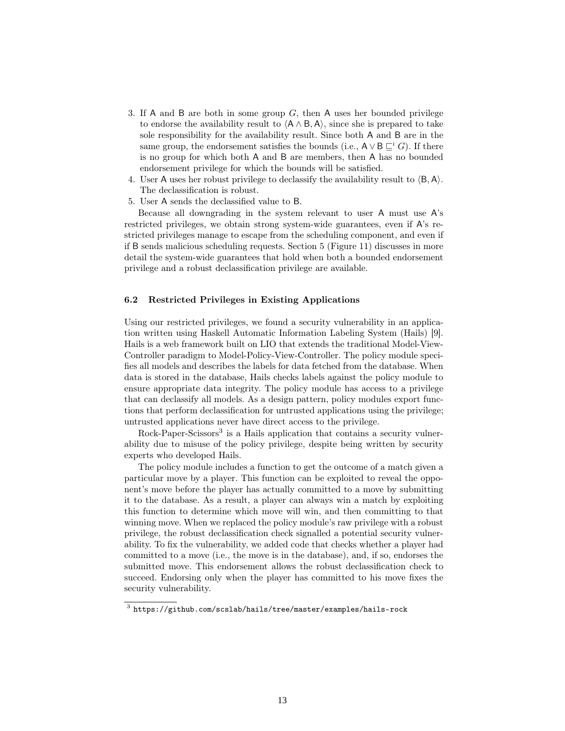3. If A and B are both in some group $G$, then A uses her bounded privilege to endorse the availability result to $\langle \mathsf{A} \wedge \mathsf{B}, \mathsf{A} \rangle$, since she is prepared to take sole responsibility for the availability result. Since both A and B are in the same group, the endorsement satisfies the bounds (i.e., $\mathsf{A} \vee \mathsf{B} \sqsubseteq^{\mathsf{I}} G$). If there is no group for which both A and B are members, then A has no bounded endorsement privilege for which the bounds will be satisfied.
4. User A uses her robust privilege to declassify the availability result to $\langle \mathsf{B}, \mathsf{A} \rangle$. The declassification is robust.
5. User A sends the declassified value to B.

Because all downgrading in the system relevant to user A must use A's restricted privileges, we obtain strong system-wide guarantees, even if A's restricted privileges manage to escape from the scheduling component, and even if if B sends malicious scheduling requests. Section 5 (Figure 11) discusses in more detail the system-wide guarantees that hold when both a bounded endorsement privilege and a robust declassification privilege are available.

### 6.2 Restricted Privileges in Existing Applications

Using our restricted privileges, we found a security vulnerability in an application written using Haskell Automatic Information Labeling System (Hails) [9]. Hails is a web framework built on LIO that extends the traditional Model-View-Controller paradigm to Model-Policy-View-Controller. The policy module specifies all models and describes the labels for data fetched from the database. When data is stored in the database, Hails checks labels against the policy module to ensure appropriate data integrity. The policy module has access to a privilege that can declassify all models. As a design pattern, policy modules export functions that perform declassification for untrusted applications using the privilege; untrusted applications never have direct access to the privilege.

Rock-Paper-Scissors[3] is a Hails application that contains a security vulnerability due to misuse of the policy privilege, despite being written by security experts who developed Hails.

The policy module includes a function to get the outcome of a match given a particular move by a player. This function can be exploited to reveal the opponent's move before the player has actually committed to a move by submitting it to the database. As a result, a player can always win a match by exploiting this function to determine which move will win, and then committing to that winning move. When we replaced the policy module's raw privilege with a robust privilege, the robust declassification check signalled a potential security vulnerability. To fix the vulnerability, we added code that checks whether a player had committed to a move (i.e., the move is in the database), and, if so, endorses the submitted move. This endorsement allows the robust declassification check to succeed. Endorsing only when the player has committed to his move fixes the security vulnerability.

[3] `https://github.com/scslab/hails/tree/master/examples/hails-rock`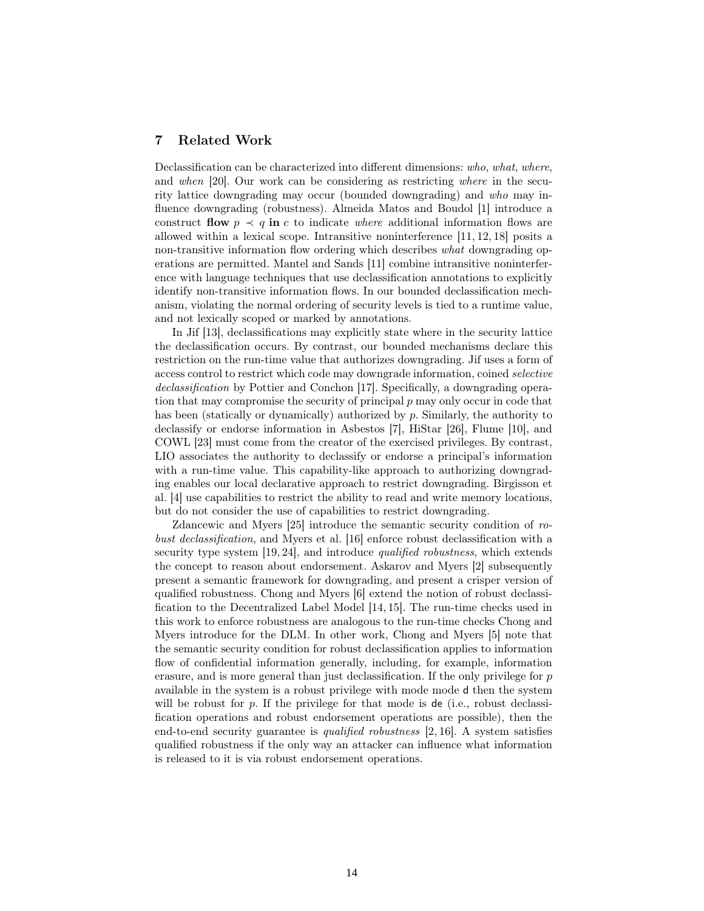## 7 Related Work

Declassification can be characterized into different dimensions: *who*, *what*, *where*, and *when* [20]. Our work can be considering as restricting *where* in the security lattice downgrading may occur (bounded downgrading) and *who* may influence downgrading (robustness). Almeida Matos and Boudol [1] introduce a construct **flow** $p \prec q$ **in** $c$ to indicate *where* additional information flows are allowed within a lexical scope. Intransitive noninterference [11, 12, 18] posits a non-transitive information flow ordering which describes *what* downgrading operations are permitted. Mantel and Sands [11] combine intransitive noninterference with language techniques that use declassification annotations to explicitly identify non-transitive information flows. In our bounded declassification mechanism, violating the normal ordering of security levels is tied to a runtime value, and not lexically scoped or marked by annotations.

In Jif [13], declassifications may explicitly state where in the security lattice the declassification occurs. By contrast, our bounded mechanisms declare this restriction on the run-time value that authorizes downgrading. Jif uses a form of access control to restrict which code may downgrade information, coined *selective declassification* by Pottier and Conchon [17]. Specifically, a downgrading operation that may compromise the security of principal $p$ may only occur in code that has been (statically or dynamically) authorized by $p$. Similarly, the authority to declassify or endorse information in Asbestos [7], HiStar [26], Flume [10], and COWL [23] must come from the creator of the exercised privileges. By contrast, LIO associates the authority to declassify or endorse a principal's information with a run-time value. This capability-like approach to authorizing downgrading enables our local declarative approach to restrict downgrading. Birgisson et al. [4] use capabilities to restrict the ability to read and write memory locations, but do not consider the use of capabilities to restrict downgrading.

Zdancewic and Myers [25] introduce the semantic security condition of *robust declassification*, and Myers et al. [16] enforce robust declassification with a security type system [19, 24], and introduce *qualified robustness*, which extends the concept to reason about endorsement. Askarov and Myers [2] subsequently present a semantic framework for downgrading, and present a crisper version of qualified robustness. Chong and Myers [6] extend the notion of robust declassification to the Decentralized Label Model [14, 15]. The run-time checks used in this work to enforce robustness are analogous to the run-time checks Chong and Myers introduce for the DLM. In other work, Chong and Myers [5] note that the semantic security condition for robust declassification applies to information flow of confidential information generally, including, for example, information erasure, and is more general than just declassification. If the only privilege for $p$ available in the system is a robust privilege with mode mode d then the system will be robust for $p$. If the privilege for that mode is de (i.e., robust declassification operations and robust endorsement operations are possible), then the end-to-end security guarantee is *qualified robustness* [2, 16]. A system satisfies qualified robustness if the only way an attacker can influence what information is released to it is via robust endorsement operations.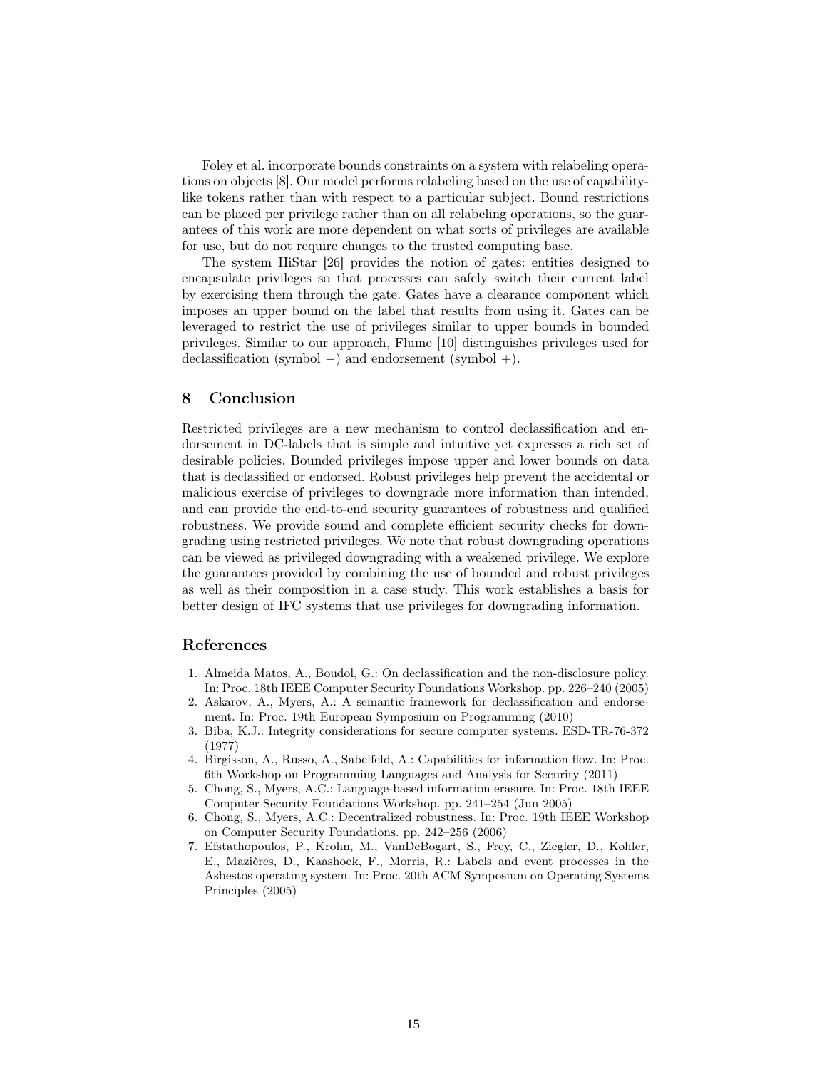Foley et al. incorporate bounds constraints on a system with relabeling operations on objects [8]. Our model performs relabeling based on the use of capability-like tokens rather than with respect to a particular subject. Bound restrictions can be placed per privilege rather than on all relabeling operations, so the guarantees of this work are more dependent on what sorts of privileges are available for use, but do not require changes to the trusted computing base.

The system HiStar [26] provides the notion of gates: entities designed to encapsulate privileges so that processes can safely switch their current label by exercising them through the gate. Gates have a clearance component which imposes an upper bound on the label that results from using it. Gates can be leveraged to restrict the use of privileges similar to upper bounds in bounded privileges. Similar to our approach, Flume [10] distinguishes privileges used for declassification (symbol $-$) and endorsement (symbol $+$).

## 8 Conclusion

Restricted privileges are a new mechanism to control declassification and endorsement in DC-labels that is simple and intuitive yet expresses a rich set of desirable policies. Bounded privileges impose upper and lower bounds on data that is declassified or endorsed. Robust privileges help prevent the accidental or malicious exercise of privileges to downgrade more information than intended, and can provide the end-to-end security guarantees of robustness and qualified robustness. We provide sound and complete efficient security checks for downgrading using restricted privileges. We note that robust downgrading operations can be viewed as privileged downgrading with a weakened privilege. We explore the guarantees provided by combining the use of bounded and robust privileges as well as their composition in a case study. This work establishes a basis for better design of IFC systems that use privileges for downgrading information.

## References

1. Almeida Matos, A., Boudol, G.: On declassification and the non-disclosure policy. In: Proc. 18th IEEE Computer Security Foundations Workshop. pp. 226–240 (2005)
2. Askarov, A., Myers, A.: A semantic framework for declassification and endorsement. In: Proc. 19th European Symposium on Programming (2010)
3. Biba, K.J.: Integrity considerations for secure computer systems. ESD-TR-76-372 (1977)
4. Birgisson, A., Russo, A., Sabelfeld, A.: Capabilities for information flow. In: Proc. 6th Workshop on Programming Languages and Analysis for Security (2011)
5. Chong, S., Myers, A.C.: Language-based information erasure. In: Proc. 18th IEEE Computer Security Foundations Workshop. pp. 241–254 (Jun 2005)
6. Chong, S., Myers, A.C.: Decentralized robustness. In: Proc. 19th IEEE Workshop on Computer Security Foundations. pp. 242–256 (2006)
7. Efstathopoulos, P., Krohn, M., VanDeBogart, S., Frey, C., Ziegler, D., Kohler, E., Mazières, D., Kaashoek, F., Morris, R.: Labels and event processes in the Asbestos operating system. In: Proc. 20th ACM Symposium on Operating Systems Principles (2005)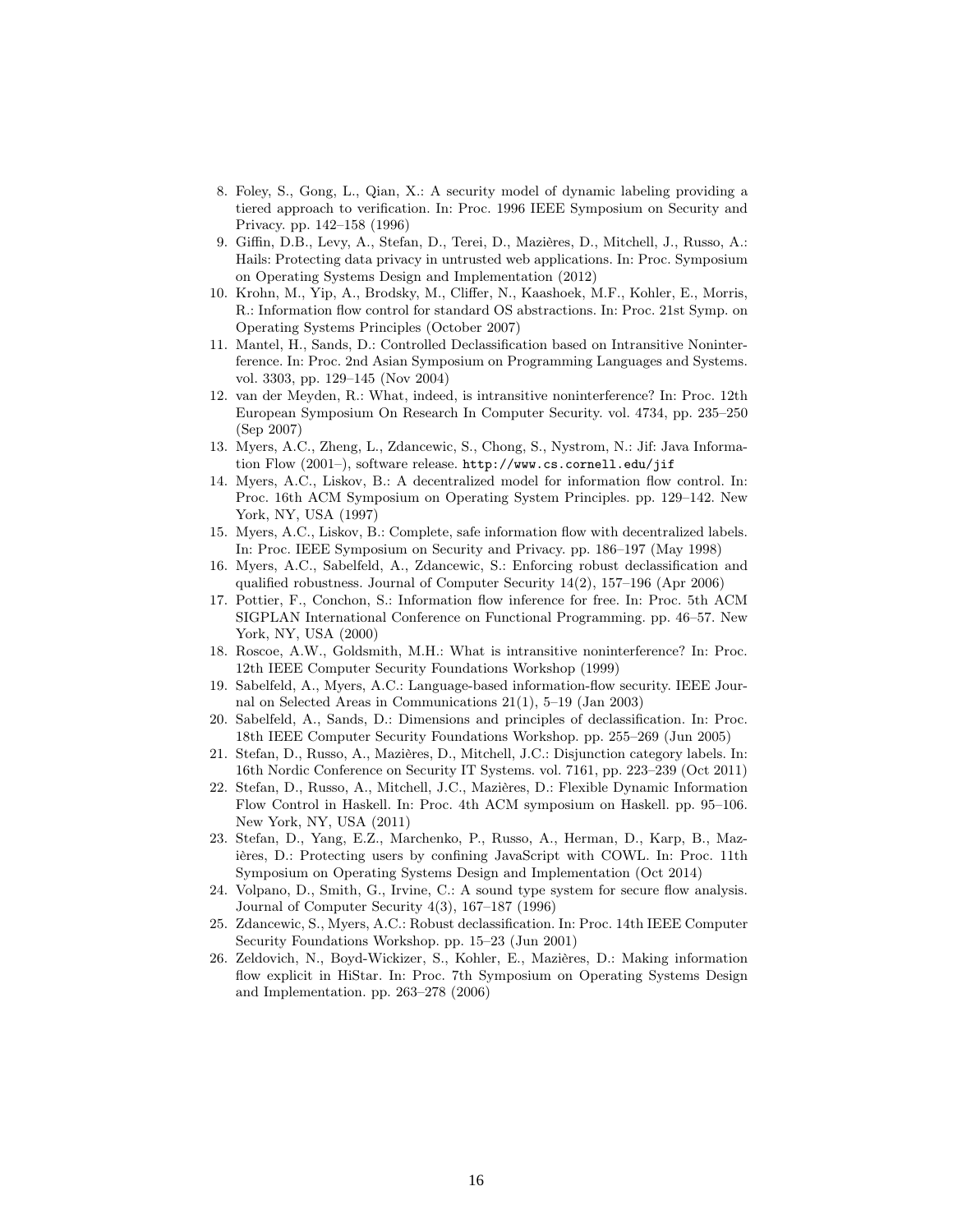8. Foley, S., Gong, L., Qian, X.: A security model of dynamic labeling providing a tiered approach to verification. In: Proc. 1996 IEEE Symposium on Security and Privacy. pp. 142–158 (1996)
9. Giffin, D.B., Levy, A., Stefan, D., Terei, D., Mazières, D., Mitchell, J., Russo, A.: Hails: Protecting data privacy in untrusted web applications. In: Proc. Symposium on Operating Systems Design and Implementation (2012)
10. Krohn, M., Yip, A., Brodsky, M., Cliffer, N., Kaashoek, M.F., Kohler, E., Morris, R.: Information flow control for standard OS abstractions. In: Proc. 21st Symp. on Operating Systems Principles (October 2007)
11. Mantel, H., Sands, D.: Controlled Declassification based on Intransitive Noninterference. In: Proc. 2nd Asian Symposium on Programming Languages and Systems. vol. 3303, pp. 129–145 (Nov 2004)
12. van der Meyden, R.: What, indeed, is intransitive noninterference? In: Proc. 12th European Symposium On Research In Computer Security. vol. 4734, pp. 235–250 (Sep 2007)
13. Myers, A.C., Zheng, L., Zdancewic, S., Chong, S., Nystrom, N.: Jif: Java Information Flow (2001–), software release. `http://www.cs.cornell.edu/jif`
14. Myers, A.C., Liskov, B.: A decentralized model for information flow control. In: Proc. 16th ACM Symposium on Operating System Principles. pp. 129–142. New York, NY, USA (1997)
15. Myers, A.C., Liskov, B.: Complete, safe information flow with decentralized labels. In: Proc. IEEE Symposium on Security and Privacy. pp. 186–197 (May 1998)
16. Myers, A.C., Sabelfeld, A., Zdancewic, S.: Enforcing robust declassification and qualified robustness. Journal of Computer Security 14(2), 157–196 (Apr 2006)
17. Pottier, F., Conchon, S.: Information flow inference for free. In: Proc. 5th ACM SIGPLAN International Conference on Functional Programming. pp. 46–57. New York, NY, USA (2000)
18. Roscoe, A.W., Goldsmith, M.H.: What is intransitive noninterference? In: Proc. 12th IEEE Computer Security Foundations Workshop (1999)
19. Sabelfeld, A., Myers, A.C.: Language-based information-flow security. IEEE Journal on Selected Areas in Communications 21(1), 5–19 (Jan 2003)
20. Sabelfeld, A., Sands, D.: Dimensions and principles of declassification. In: Proc. 18th IEEE Computer Security Foundations Workshop. pp. 255–269 (Jun 2005)
21. Stefan, D., Russo, A., Mazières, D., Mitchell, J.C.: Disjunction category labels. In: 16th Nordic Conference on Security IT Systems. vol. 7161, pp. 223–239 (Oct 2011)
22. Stefan, D., Russo, A., Mitchell, J.C., Mazières, D.: Flexible Dynamic Information Flow Control in Haskell. In: Proc. 4th ACM symposium on Haskell. pp. 95–106. New York, NY, USA (2011)
23. Stefan, D., Yang, E.Z., Marchenko, P., Russo, A., Herman, D., Karp, B., Mazières, D.: Protecting users by confining JavaScript with COWL. In: Proc. 11th Symposium on Operating Systems Design and Implementation (Oct 2014)
24. Volpano, D., Smith, G., Irvine, C.: A sound type system for secure flow analysis. Journal of Computer Security 4(3), 167–187 (1996)
25. Zdancewic, S., Myers, A.C.: Robust declassification. In: Proc. 14th IEEE Computer Security Foundations Workshop. pp. 15–23 (Jun 2001)
26. Zeldovich, N., Boyd-Wickizer, S., Kohler, E., Mazières, D.: Making information flow explicit in HiStar. In: Proc. 7th Symposium on Operating Systems Design and Implementation. pp. 263–278 (2006)